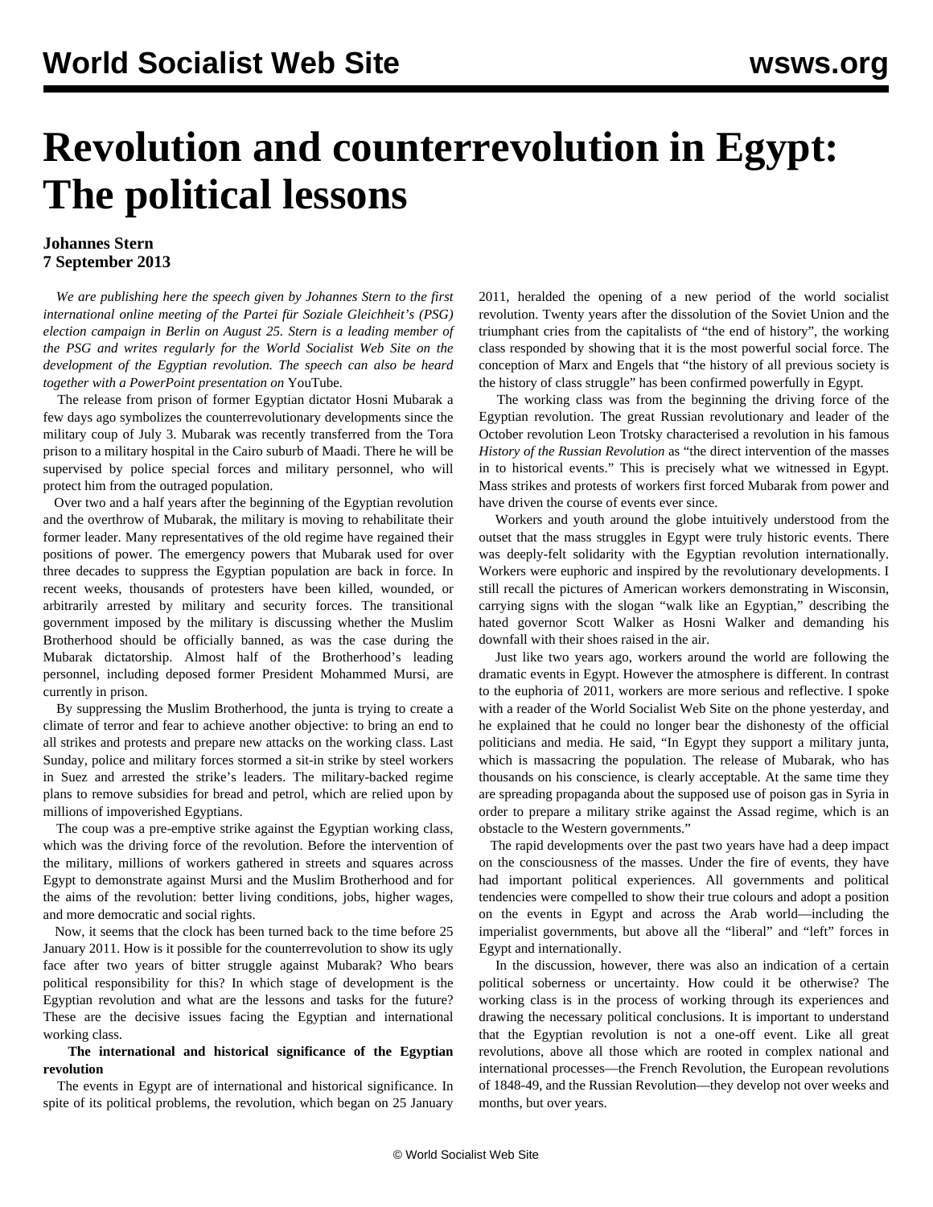# Revolution and counterrevolution in Egypt: The political lessons

**Johannes Stern**
**7 September 2013**

*We are publishing here the speech given by Johannes Stern to the first international online meeting of the Partei für Soziale Gleichheit's (PSG) election campaign in Berlin on August 25. Stern is a leading member of the PSG and writes regularly for the World Socialist Web Site on the development of the Egyptian revolution. The speech can also be heard together with a PowerPoint presentation on* YouTube.

The release from prison of former Egyptian dictator Hosni Mubarak a few days ago symbolizes the counterrevolutionary developments since the military coup of July 3. Mubarak was recently transferred from the Tora prison to a military hospital in the Cairo suburb of Maadi. There he will be supervised by police special forces and military personnel, who will protect him from the outraged population.

Over two and a half years after the beginning of the Egyptian revolution and the overthrow of Mubarak, the military is moving to rehabilitate their former leader. Many representatives of the old regime have regained their positions of power. The emergency powers that Mubarak used for over three decades to suppress the Egyptian population are back in force. In recent weeks, thousands of protesters have been killed, wounded, or arbitrarily arrested by military and security forces. The transitional government imposed by the military is discussing whether the Muslim Brotherhood should be officially banned, as was the case during the Mubarak dictatorship. Almost half of the Brotherhood's leading personnel, including deposed former President Mohammed Mursi, are currently in prison.

By suppressing the Muslim Brotherhood, the junta is trying to create a climate of terror and fear to achieve another objective: to bring an end to all strikes and protests and prepare new attacks on the working class. Last Sunday, police and military forces stormed a sit-in strike by steel workers in Suez and arrested the strike's leaders. The military-backed regime plans to remove subsidies for bread and petrol, which are relied upon by millions of impoverished Egyptians.

The coup was a pre-emptive strike against the Egyptian working class, which was the driving force of the revolution. Before the intervention of the military, millions of workers gathered in streets and squares across Egypt to demonstrate against Mursi and the Muslim Brotherhood and for the aims of the revolution: better living conditions, jobs, higher wages, and more democratic and social rights.

Now, it seems that the clock has been turned back to the time before 25 January 2011. How is it possible for the counterrevolution to show its ugly face after two years of bitter struggle against Mubarak? Who bears political responsibility for this? In which stage of development is the Egyptian revolution and what are the lessons and tasks for the future? These are the decisive issues facing the Egyptian and international working class.

**The international and historical significance of the Egyptian revolution**

The events in Egypt are of international and historical significance. In spite of its political problems, the revolution, which began on 25 January 2011, heralded the opening of a new period of the world socialist revolution. Twenty years after the dissolution of the Soviet Union and the triumphant cries from the capitalists of "the end of history", the working class responded by showing that it is the most powerful social force. The conception of Marx and Engels that "the history of all previous society is the history of class struggle" has been confirmed powerfully in Egypt.

The working class was from the beginning the driving force of the Egyptian revolution. The great Russian revolutionary and leader of the October revolution Leon Trotsky characterised a revolution in his famous *History of the Russian Revolution* as "the direct intervention of the masses in to historical events." This is precisely what we witnessed in Egypt. Mass strikes and protests of workers first forced Mubarak from power and have driven the course of events ever since.

Workers and youth around the globe intuitively understood from the outset that the mass struggles in Egypt were truly historic events. There was deeply-felt solidarity with the Egyptian revolution internationally. Workers were euphoric and inspired by the revolutionary developments. I still recall the pictures of American workers demonstrating in Wisconsin, carrying signs with the slogan "walk like an Egyptian," describing the hated governor Scott Walker as Hosni Walker and demanding his downfall with their shoes raised in the air.

Just like two years ago, workers around the world are following the dramatic events in Egypt. However the atmosphere is different. In contrast to the euphoria of 2011, workers are more serious and reflective. I spoke with a reader of the World Socialist Web Site on the phone yesterday, and he explained that he could no longer bear the dishonesty of the official politicians and media. He said, "In Egypt they support a military junta, which is massacring the population. The release of Mubarak, who has thousands on his conscience, is clearly acceptable. At the same time they are spreading propaganda about the supposed use of poison gas in Syria in order to prepare a military strike against the Assad regime, which is an obstacle to the Western governments."

The rapid developments over the past two years have had a deep impact on the consciousness of the masses. Under the fire of events, they have had important political experiences. All governments and political tendencies were compelled to show their true colours and adopt a position on the events in Egypt and across the Arab world—including the imperialist governments, but above all the "liberal" and "left" forces in Egypt and internationally.

In the discussion, however, there was also an indication of a certain political soberness or uncertainty. How could it be otherwise? The working class is in the process of working through its experiences and drawing the necessary political conclusions. It is important to understand that the Egyptian revolution is not a one-off event. Like all great revolutions, above all those which are rooted in complex national and international processes—the French Revolution, the European revolutions of 1848-49, and the Russian Revolution—they develop not over weeks and months, but over years.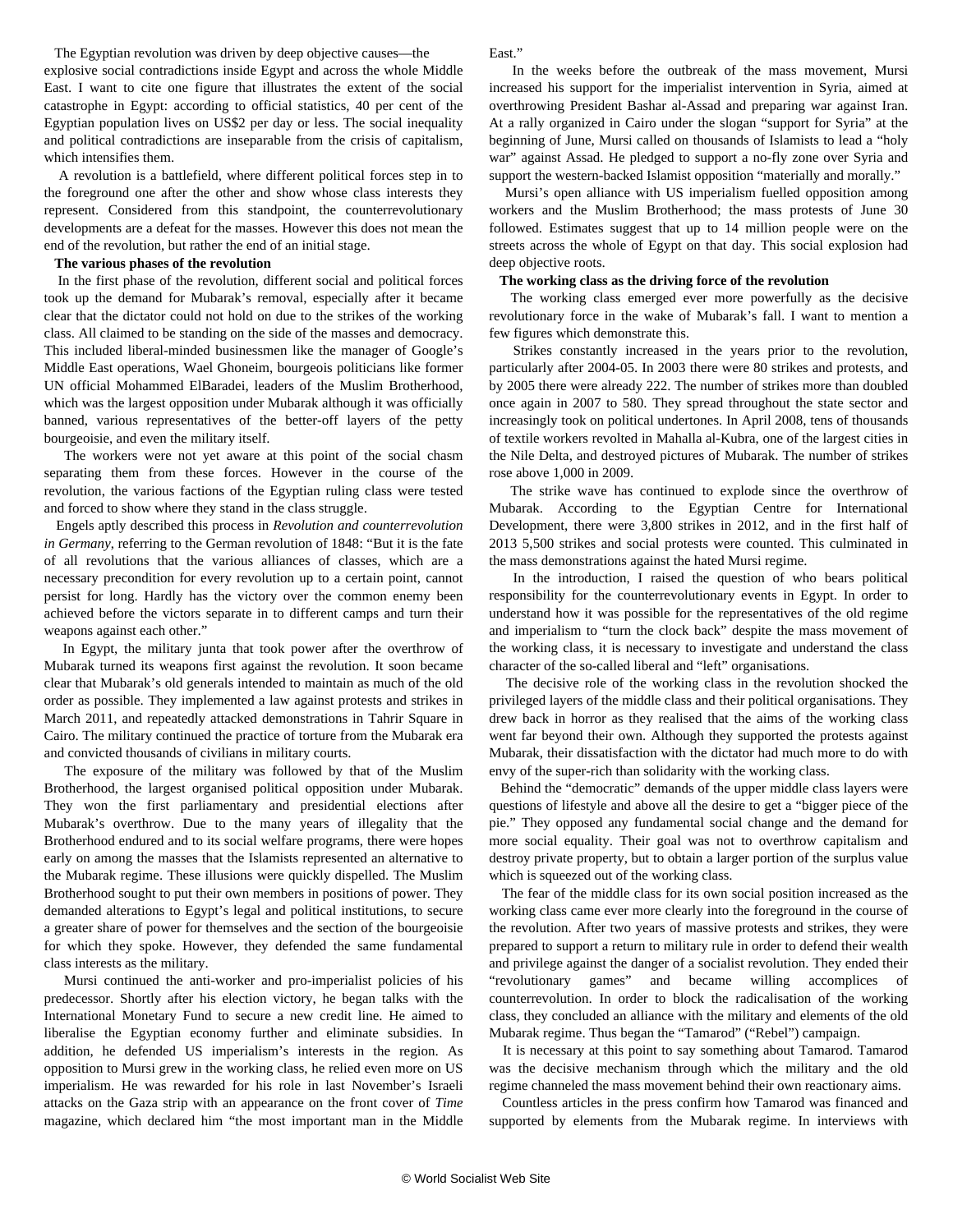The Egyptian revolution was driven by deep objective causes—the explosive social contradictions inside Egypt and across the whole Middle East. I want to cite one figure that illustrates the extent of the social catastrophe in Egypt: according to official statistics, 40 per cent of the Egyptian population lives on US$2 per day or less. The social inequality and political contradictions are inseparable from the crisis of capitalism, which intensifies them.

A revolution is a battlefield, where different political forces step in to the foreground one after the other and show whose class interests they represent. Considered from this standpoint, the counterrevolutionary developments are a defeat for the masses. However this does not mean the end of the revolution, but rather the end of an initial stage.

**The various phases of the revolution**

In the first phase of the revolution, different social and political forces took up the demand for Mubarak's removal, especially after it became clear that the dictator could not hold on due to the strikes of the working class. All claimed to be standing on the side of the masses and democracy. This included liberal-minded businessmen like the manager of Google's Middle East operations, Wael Ghoneim, bourgeois politicians like former UN official Mohammed ElBaradei, leaders of the Muslim Brotherhood, which was the largest opposition under Mubarak although it was officially banned, various representatives of the better-off layers of the petty bourgeoisie, and even the military itself.

The workers were not yet aware at this point of the social chasm separating them from these forces. However in the course of the revolution, the various factions of the Egyptian ruling class were tested and forced to show where they stand in the class struggle.

Engels aptly described this process in *Revolution and counterrevolution in Germany*, referring to the German revolution of 1848: "But it is the fate of all revolutions that the various alliances of classes, which are a necessary precondition for every revolution up to a certain point, cannot persist for long. Hardly has the victory over the common enemy been achieved before the victors separate in to different camps and turn their weapons against each other."

In Egypt, the military junta that took power after the overthrow of Mubarak turned its weapons first against the revolution. It soon became clear that Mubarak's old generals intended to maintain as much of the old order as possible. They implemented a law against protests and strikes in March 2011, and repeatedly attacked demonstrations in Tahrir Square in Cairo. The military continued the practice of torture from the Mubarak era and convicted thousands of civilians in military courts.

The exposure of the military was followed by that of the Muslim Brotherhood, the largest organised political opposition under Mubarak. They won the first parliamentary and presidential elections after Mubarak's overthrow. Due to the many years of illegality that the Brotherhood endured and to its social welfare programs, there were hopes early on among the masses that the Islamists represented an alternative to the Mubarak regime. These illusions were quickly dispelled. The Muslim Brotherhood sought to put their own members in positions of power. They demanded alterations to Egypt's legal and political institutions, to secure a greater share of power for themselves and the section of the bourgeoisie for which they spoke. However, they defended the same fundamental class interests as the military.

Mursi continued the anti-worker and pro-imperialist policies of his predecessor. Shortly after his election victory, he began talks with the International Monetary Fund to secure a new credit line. He aimed to liberalise the Egyptian economy further and eliminate subsidies. In addition, he defended US imperialism's interests in the region. As opposition to Mursi grew in the working class, he relied even more on US imperialism. He was rewarded for his role in last November's Israeli attacks on the Gaza strip with an appearance on the front cover of *Time* magazine, which declared him "the most important man in the Middle East."

In the weeks before the outbreak of the mass movement, Mursi increased his support for the imperialist intervention in Syria, aimed at overthrowing President Bashar al-Assad and preparing war against Iran. At a rally organized in Cairo under the slogan "support for Syria" at the beginning of June, Mursi called on thousands of Islamists to lead a "holy war" against Assad. He pledged to support a no-fly zone over Syria and support the western-backed Islamist opposition "materially and morally."

Mursi's open alliance with US imperialism fuelled opposition among workers and the Muslim Brotherhood; the mass protests of June 30 followed. Estimates suggest that up to 14 million people were on the streets across the whole of Egypt on that day. This social explosion had deep objective roots.

**The working class as the driving force of the revolution**

The working class emerged ever more powerfully as the decisive revolutionary force in the wake of Mubarak's fall. I want to mention a few figures which demonstrate this.

Strikes constantly increased in the years prior to the revolution, particularly after 2004-05. In 2003 there were 80 strikes and protests, and by 2005 there were already 222. The number of strikes more than doubled once again in 2007 to 580. They spread throughout the state sector and increasingly took on political undertones. In April 2008, tens of thousands of textile workers revolted in Mahalla al-Kubra, one of the largest cities in the Nile Delta, and destroyed pictures of Mubarak. The number of strikes rose above 1,000 in 2009.

The strike wave has continued to explode since the overthrow of Mubarak. According to the Egyptian Centre for International Development, there were 3,800 strikes in 2012, and in the first half of 2013 5,500 strikes and social protests were counted. This culminated in the mass demonstrations against the hated Mursi regime.

In the introduction, I raised the question of who bears political responsibility for the counterrevolutionary events in Egypt. In order to understand how it was possible for the representatives of the old regime and imperialism to "turn the clock back" despite the mass movement of the working class, it is necessary to investigate and understand the class character of the so-called liberal and "left" organisations.

The decisive role of the working class in the revolution shocked the privileged layers of the middle class and their political organisations. They drew back in horror as they realised that the aims of the working class went far beyond their own. Although they supported the protests against Mubarak, their dissatisfaction with the dictator had much more to do with envy of the super-rich than solidarity with the working class.

Behind the "democratic" demands of the upper middle class layers were questions of lifestyle and above all the desire to get a "bigger piece of the pie." They opposed any fundamental social change and the demand for more social equality. Their goal was not to overthrow capitalism and destroy private property, but to obtain a larger portion of the surplus value which is squeezed out of the working class.

The fear of the middle class for its own social position increased as the working class came ever more clearly into the foreground in the course of the revolution. After two years of massive protests and strikes, they were prepared to support a return to military rule in order to defend their wealth and privilege against the danger of a socialist revolution. They ended their "revolutionary games" and became willing accomplices of counterrevolution. In order to block the radicalisation of the working class, they concluded an alliance with the military and elements of the old Mubarak regime. Thus began the "Tamarod" ("Rebel") campaign.

It is necessary at this point to say something about Tamarod. Tamarod was the decisive mechanism through which the military and the old regime channeled the mass movement behind their own reactionary aims.

Countless articles in the press confirm how Tamarod was financed and supported by elements from the Mubarak regime. In interviews with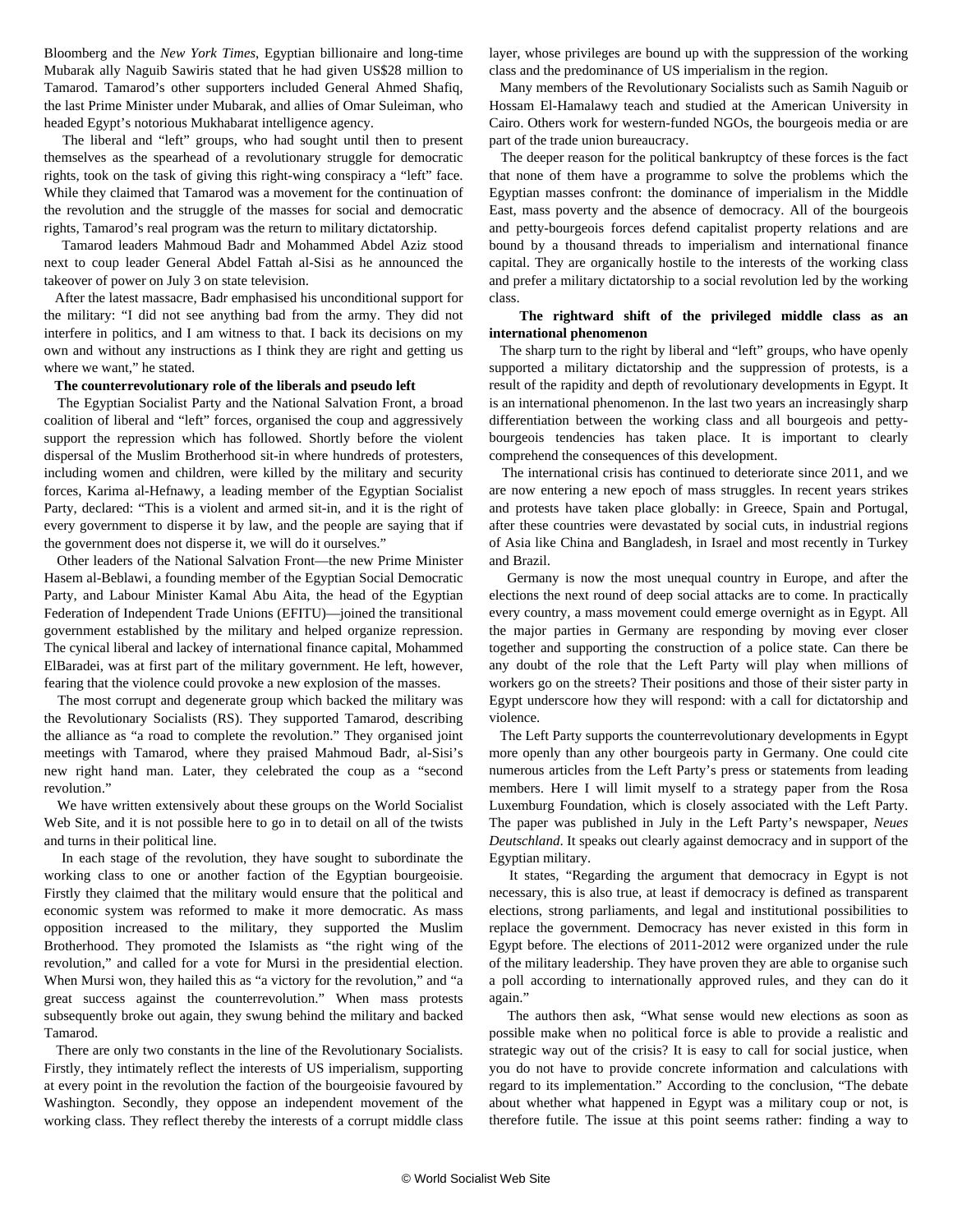Bloomberg and the *New York Times*, Egyptian billionaire and long-time Mubarak ally Naguib Sawiris stated that he had given US$28 million to Tamarod. Tamarod's other supporters included General Ahmed Shafiq, the last Prime Minister under Mubarak, and allies of Omar Suleiman, who headed Egypt's notorious Mukhabarat intelligence agency.

The liberal and "left" groups, who had sought until then to present themselves as the spearhead of a revolutionary struggle for democratic rights, took on the task of giving this right-wing conspiracy a "left" face. While they claimed that Tamarod was a movement for the continuation of the revolution and the struggle of the masses for social and democratic rights, Tamarod's real program was the return to military dictatorship.

Tamarod leaders Mahmoud Badr and Mohammed Abdel Aziz stood next to coup leader General Abdel Fattah al-Sisi as he announced the takeover of power on July 3 on state television.

After the latest massacre, Badr emphasised his unconditional support for the military: "I did not see anything bad from the army. They did not interfere in politics, and I am witness to that. I back its decisions on my own and without any instructions as I think they are right and getting us where we want," he stated.

**The counterrevolutionary role of the liberals and pseudo left**

The Egyptian Socialist Party and the National Salvation Front, a broad coalition of liberal and "left" forces, organised the coup and aggressively support the repression which has followed. Shortly before the violent dispersal of the Muslim Brotherhood sit-in where hundreds of protesters, including women and children, were killed by the military and security forces, Karima al-Hefnawy, a leading member of the Egyptian Socialist Party, declared: "This is a violent and armed sit-in, and it is the right of every government to disperse it by law, and the people are saying that if the government does not disperse it, we will do it ourselves."

Other leaders of the National Salvation Front—the new Prime Minister Hasem al-Beblawi, a founding member of the Egyptian Social Democratic Party, and Labour Minister Kamal Abu Aita, the head of the Egyptian Federation of Independent Trade Unions (EFITU)—joined the transitional government established by the military and helped organize repression. The cynical liberal and lackey of international finance capital, Mohammed ElBaradei, was at first part of the military government. He left, however, fearing that the violence could provoke a new explosion of the masses.

The most corrupt and degenerate group which backed the military was the Revolutionary Socialists (RS). They supported Tamarod, describing the alliance as "a road to complete the revolution." They organised joint meetings with Tamarod, where they praised Mahmoud Badr, al-Sisi's new right hand man. Later, they celebrated the coup as a "second revolution."

We have written extensively about these groups on the World Socialist Web Site, and it is not possible here to go in to detail on all of the twists and turns in their political line.

In each stage of the revolution, they have sought to subordinate the working class to one or another faction of the Egyptian bourgeoisie. Firstly they claimed that the military would ensure that the political and economic system was reformed to make it more democratic. As mass opposition increased to the military, they supported the Muslim Brotherhood. They promoted the Islamists as "the right wing of the revolution," and called for a vote for Mursi in the presidential election. When Mursi won, they hailed this as "a victory for the revolution," and "a great success against the counterrevolution." When mass protests subsequently broke out again, they swung behind the military and backed Tamarod.

There are only two constants in the line of the Revolutionary Socialists. Firstly, they intimately reflect the interests of US imperialism, supporting at every point in the revolution the faction of the bourgeoisie favoured by Washington. Secondly, they oppose an independent movement of the working class. They reflect thereby the interests of a corrupt middle class layer, whose privileges are bound up with the suppression of the working class and the predominance of US imperialism in the region.

Many members of the Revolutionary Socialists such as Samih Naguib or Hossam El-Hamalawy teach and studied at the American University in Cairo. Others work for western-funded NGOs, the bourgeois media or are part of the trade union bureaucracy.

The deeper reason for the political bankruptcy of these forces is the fact that none of them have a programme to solve the problems which the Egyptian masses confront: the dominance of imperialism in the Middle East, mass poverty and the absence of democracy. All of the bourgeois and petty-bourgeois forces defend capitalist property relations and are bound by a thousand threads to imperialism and international finance capital. They are organically hostile to the interests of the working class and prefer a military dictatorship to a social revolution led by the working class.

**The rightward shift of the privileged middle class as an international phenomenon**

The sharp turn to the right by liberal and "left" groups, who have openly supported a military dictatorship and the suppression of protests, is a result of the rapidity and depth of revolutionary developments in Egypt. It is an international phenomenon. In the last two years an increasingly sharp differentiation between the working class and all bourgeois and petty-bourgeois tendencies has taken place. It is important to clearly comprehend the consequences of this development.

The international crisis has continued to deteriorate since 2011, and we are now entering a new epoch of mass struggles. In recent years strikes and protests have taken place globally: in Greece, Spain and Portugal, after these countries were devastated by social cuts, in industrial regions of Asia like China and Bangladesh, in Israel and most recently in Turkey and Brazil.

Germany is now the most unequal country in Europe, and after the elections the next round of deep social attacks are to come. In practically every country, a mass movement could emerge overnight as in Egypt. All the major parties in Germany are responding by moving ever closer together and supporting the construction of a police state. Can there be any doubt of the role that the Left Party will play when millions of workers go on the streets? Their positions and those of their sister party in Egypt underscore how they will respond: with a call for dictatorship and violence.

The Left Party supports the counterrevolutionary developments in Egypt more openly than any other bourgeois party in Germany. One could cite numerous articles from the Left Party's press or statements from leading members. Here I will limit myself to a strategy paper from the Rosa Luxemburg Foundation, which is closely associated with the Left Party. The paper was published in July in the Left Party's newspaper, *Neues Deutschland*. It speaks out clearly against democracy and in support of the Egyptian military.

It states, "Regarding the argument that democracy in Egypt is not necessary, this is also true, at least if democracy is defined as transparent elections, strong parliaments, and legal and institutional possibilities to replace the government. Democracy has never existed in this form in Egypt before. The elections of 2011-2012 were organized under the rule of the military leadership. They have proven they are able to organise such a poll according to internationally approved rules, and they can do it again."

The authors then ask, "What sense would new elections as soon as possible make when no political force is able to provide a realistic and strategic way out of the crisis? It is easy to call for social justice, when you do not have to provide concrete information and calculations with regard to its implementation." According to the conclusion, "The debate about whether what happened in Egypt was a military coup or not, is therefore futile. The issue at this point seems rather: finding a way to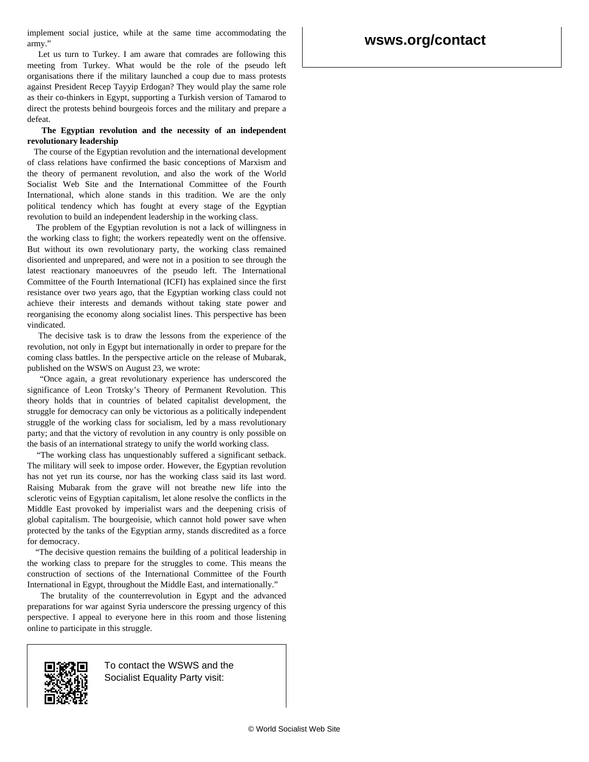implement social justice, while at the same time accommodating the army."

Let us turn to Turkey. I am aware that comrades are following this meeting from Turkey. What would be the role of the pseudo left organisations there if the military launched a coup due to mass protests against President Recep Tayyip Erdogan? They would play the same role as their co-thinkers in Egypt, supporting a Turkish version of Tamarod to direct the protests behind bourgeois forces and the military and prepare a defeat.

**The Egyptian revolution and the necessity of an independent revolutionary leadership**

The course of the Egyptian revolution and the international development of class relations have confirmed the basic conceptions of Marxism and the theory of permanent revolution, and also the work of the World Socialist Web Site and the International Committee of the Fourth International, which alone stands in this tradition. We are the only political tendency which has fought at every stage of the Egyptian revolution to build an independent leadership in the working class.

The problem of the Egyptian revolution is not a lack of willingness in the working class to fight; the workers repeatedly went on the offensive. But without its own revolutionary party, the working class remained disoriented and unprepared, and were not in a position to see through the latest reactionary manoeuvres of the pseudo left. The International Committee of the Fourth International (ICFI) has explained since the first resistance over two years ago, that the Egyptian working class could not achieve their interests and demands without taking state power and reorganising the economy along socialist lines. This perspective has been vindicated.

The decisive task is to draw the lessons from the experience of the revolution, not only in Egypt but internationally in order to prepare for the coming class battles. In the perspective article on the release of Mubarak, published on the WSWS on August 23, we wrote:

"Once again, a great revolutionary experience has underscored the significance of Leon Trotsky's Theory of Permanent Revolution. This theory holds that in countries of belated capitalist development, the struggle for democracy can only be victorious as a politically independent struggle of the working class for socialism, led by a mass revolutionary party; and that the victory of revolution in any country is only possible on the basis of an international strategy to unify the world working class.

"The working class has unquestionably suffered a significant setback. The military will seek to impose order. However, the Egyptian revolution has not yet run its course, nor has the working class said its last word. Raising Mubarak from the grave will not breathe new life into the sclerotic veins of Egyptian capitalism, let alone resolve the conflicts in the Middle East provoked by imperialist wars and the deepening crisis of global capitalism. The bourgeoisie, which cannot hold power save when protected by the tanks of the Egyptian army, stands discredited as a force for democracy.

"The decisive question remains the building of a political leadership in the working class to prepare for the struggles to come. This means the construction of sections of the International Committee of the Fourth International in Egypt, throughout the Middle East, and internationally."

The brutality of the counterrevolution in Egypt and the advanced preparations for war against Syria underscore the pressing urgency of this perspective. I appeal to everyone here in this room and those listening online to participate in this struggle.

To contact the WSWS and the Socialist Equality Party visit:

**wsws.org/contact**